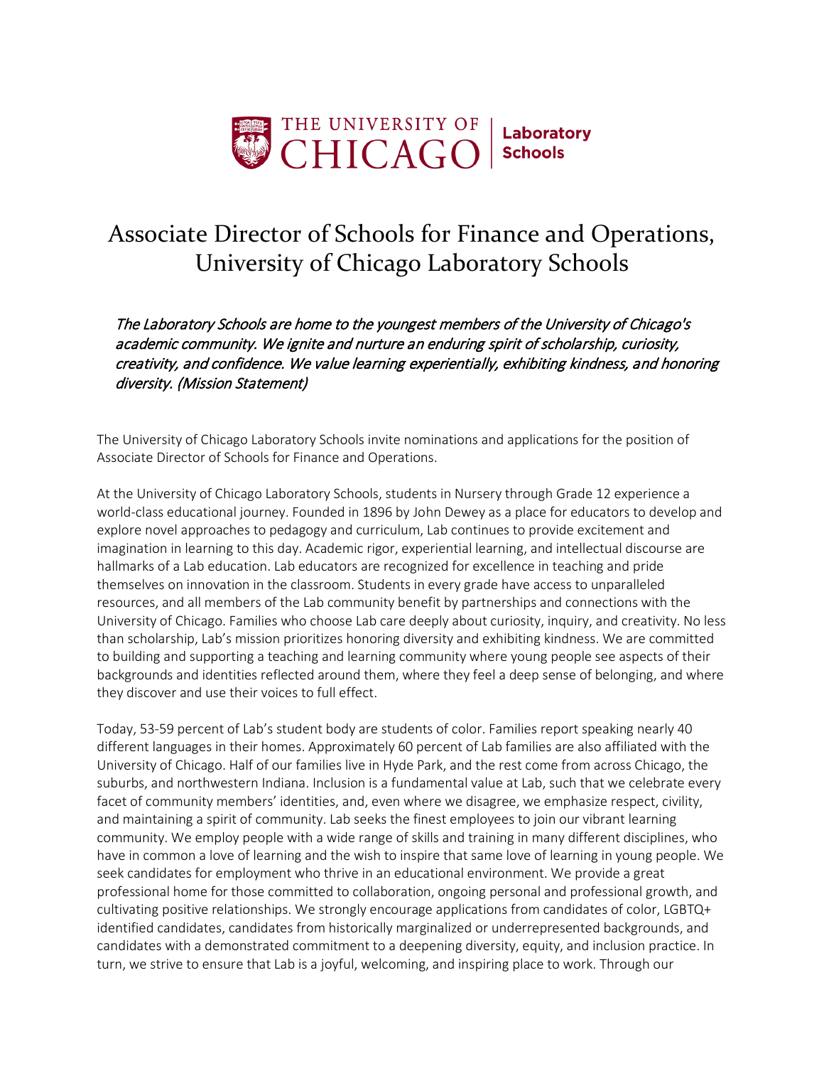THE UNIVERSITY OF CHICAGO | Laboratory Schools

# Associate Director of Schools for Finance and Operations, University of Chicago Laboratory Schools

*The Laboratory Schools are home to the youngest members of the University of Chicago's academic community. We ignite and nurture an enduring spirit of scholarship, curiosity, creativity, and confidence. We value learning experientially, exhibiting kindness, and honoring diversity. (Mission Statement)*

The University of Chicago Laboratory Schools invite nominations and applications for the position of Associate Director of Schools for Finance and Operations.

At the University of Chicago Laboratory Schools, students in Nursery through Grade 12 experience a world-class educational journey. Founded in 1896 by John Dewey as a place for educators to develop and explore novel approaches to pedagogy and curriculum, Lab continues to provide excitement and imagination in learning to this day. Academic rigor, experiential learning, and intellectual discourse are hallmarks of a Lab education. Lab educators are recognized for excellence in teaching and pride themselves on innovation in the classroom. Students in every grade have access to unparalleled resources, and all members of the Lab community benefit by partnerships and connections with the University of Chicago. Families who choose Lab care deeply about curiosity, inquiry, and creativity. No less than scholarship, Lab's mission prioritizes honoring diversity and exhibiting kindness. We are committed to building and supporting a teaching and learning community where young people see aspects of their backgrounds and identities reflected around them, where they feel a deep sense of belonging, and where they discover and use their voices to full effect.

Today, 53-59 percent of Lab's student body are students of color. Families report speaking nearly 40 different languages in their homes. Approximately 60 percent of Lab families are also affiliated with the University of Chicago. Half of our families live in Hyde Park, and the rest come from across Chicago, the suburbs, and northwestern Indiana. Inclusion is a fundamental value at Lab, such that we celebrate every facet of community members' identities, and, even where we disagree, we emphasize respect, civility, and maintaining a spirit of community. Lab seeks the finest employees to join our vibrant learning community. We employ people with a wide range of skills and training in many different disciplines, who have in common a love of learning and the wish to inspire that same love of learning in young people. We seek candidates for employment who thrive in an educational environment. We provide a great professional home for those committed to collaboration, ongoing personal and professional growth, and cultivating positive relationships. We strongly encourage applications from candidates of color, LGBTQ+ identified candidates, candidates from historically marginalized or underrepresented backgrounds, and candidates with a demonstrated commitment to a deepening diversity, equity, and inclusion practice. In turn, we strive to ensure that Lab is a joyful, welcoming, and inspiring place to work. Through our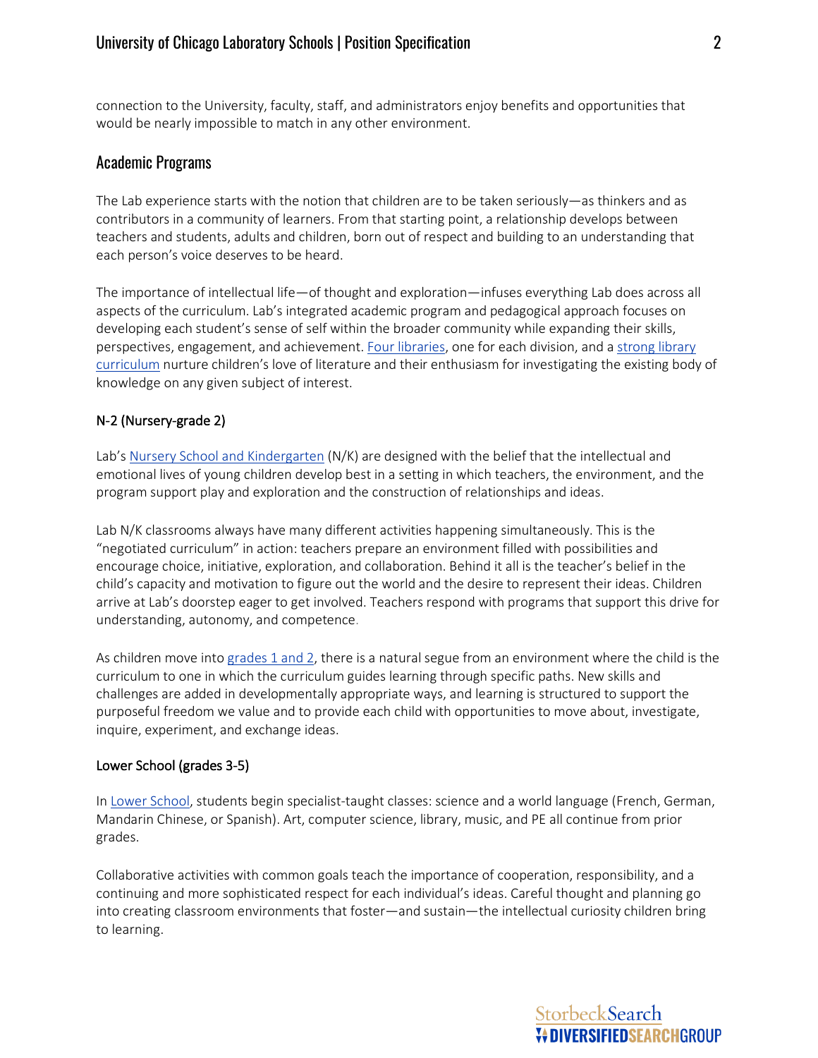connection to the University, faculty, staff, and administrators enjoy benefits and opportunities that would be nearly impossible to match in any other environment.

## Academic Programs

The Lab experience starts with the notion that children are to be taken seriously—as thinkers and as contributors in a community of learners. From that starting point, a relationship develops between teachers and students, adults and children, born out of respect and building to an understanding that each person's voice deserves to be heard.

The importance of intellectual life—of thought and exploration—infuses everything Lab does across all aspects of the curriculum. Lab's integrated academic program and pedagogical approach focuses on developing each student's sense of self within the broader community while expanding their skills, perspectives, engagement, and achievement. Four libraries, one for each division, and a strong library curriculum nurture children's love of literature and their enthusiasm for investigating the existing body of knowledge on any given subject of interest.

### N-2 (Nursery-grade 2)

Lab's Nursery School and Kindergarten (N/K) are designed with the belief that the intellectual and emotional lives of young children develop best in a setting in which teachers, the environment, and the program support play and exploration and the construction of relationships and ideas.

Lab N/K classrooms always have many different activities happening simultaneously. This is the "negotiated curriculum" in action: teachers prepare an environment filled with possibilities and encourage choice, initiative, exploration, and collaboration. Behind it all is the teacher's belief in the child's capacity and motivation to figure out the world and the desire to represent their ideas. Children arrive at Lab's doorstep eager to get involved. Teachers respond with programs that support this drive for understanding, autonomy, and competence.

As children move into grades 1 and 2, there is a natural segue from an environment where the child is the curriculum to one in which the curriculum guides learning through specific paths. New skills and challenges are added in developmentally appropriate ways, and learning is structured to support the purposeful freedom we value and to provide each child with opportunities to move about, investigate, inquire, experiment, and exchange ideas.

### Lower School (grades 3-5)

In Lower School, students begin specialist-taught classes: science and a world language (French, German, Mandarin Chinese, or Spanish). Art, computer science, library, music, and PE all continue from prior grades.

Collaborative activities with common goals teach the importance of cooperation, responsibility, and a continuing and more sophisticated respect for each individual's ideas. Careful thought and planning go into creating classroom environments that foster—and sustain—the intellectual curiosity children bring to learning.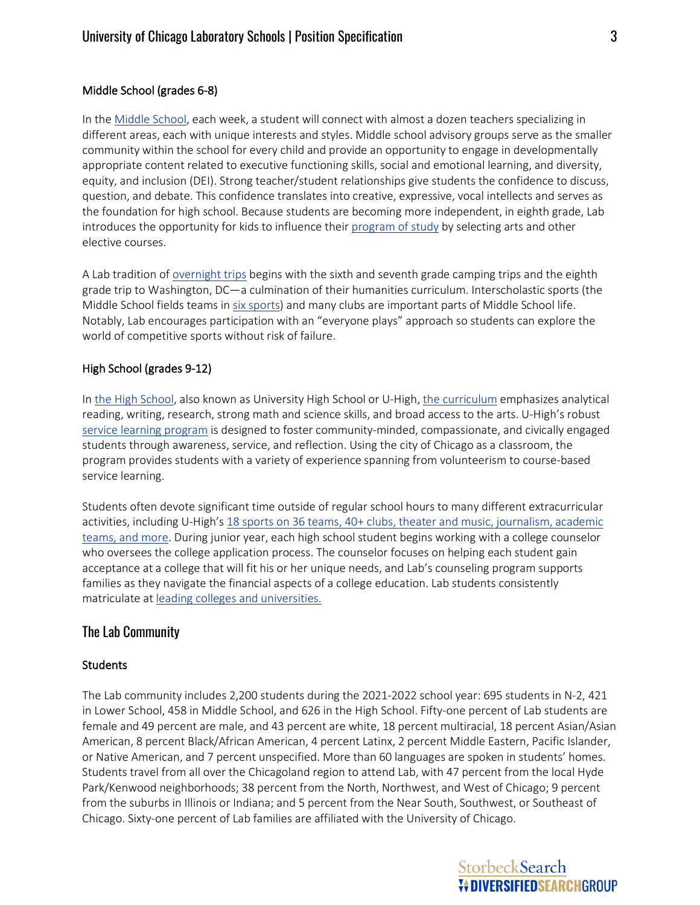### Middle School (grades 6-8)

In the Middle School, each week, a student will connect with almost a dozen teachers specializing in different areas, each with unique interests and styles. Middle school advisory groups serve as the smaller community within the school for every child and provide an opportunity to engage in developmentally appropriate content related to executive functioning skills, social and emotional learning, and diversity, equity, and inclusion (DEI). Strong teacher/student relationships give students the confidence to discuss, question, and debate. This confidence translates into creative, expressive, vocal intellects and serves as the foundation for high school. Because students are becoming more independent, in eighth grade, Lab introduces the opportunity for kids to influence their program of study by selecting arts and other elective courses.

A Lab tradition of overnight trips begins with the sixth and seventh grade camping trips and the eighth grade trip to Washington, DC—a culmination of their humanities curriculum. Interscholastic sports (the Middle School fields teams in six sports) and many clubs are important parts of Middle School life. Notably, Lab encourages participation with an "everyone plays" approach so students can explore the world of competitive sports without risk of failure.

### High School (grades 9-12)

In the High School, also known as University High School or U-High, the curriculum emphasizes analytical reading, writing, research, strong math and science skills, and broad access to the arts. U-High's robust service learning program is designed to foster community-minded, compassionate, and civically engaged students through awareness, service, and reflection. Using the city of Chicago as a classroom, the program provides students with a variety of experience spanning from volunteerism to course-based service learning.

Students often devote significant time outside of regular school hours to many different extracurricular activities, including U-High's 18 sports on 36 teams, 40+ clubs, theater and music, journalism, academic teams, and more. During junior year, each high school student begins working with a college counselor who oversees the college application process. The counselor focuses on helping each student gain acceptance at a college that will fit his or her unique needs, and Lab's counseling program supports families as they navigate the financial aspects of a college education. Lab students consistently matriculate at leading colleges and universities.

## The Lab Community

### Students

The Lab community includes 2,200 students during the 2021-2022 school year: 695 students in N-2, 421 in Lower School, 458 in Middle School, and 626 in the High School. Fifty-one percent of Lab students are female and 49 percent are male, and 43 percent are white, 18 percent multiracial, 18 percent Asian/Asian American, 8 percent Black/African American, 4 percent Latinx, 2 percent Middle Eastern, Pacific Islander, or Native American, and 7 percent unspecified. More than 60 languages are spoken in students' homes. Students travel from all over the Chicagoland region to attend Lab, with 47 percent from the local Hyde Park/Kenwood neighborhoods; 38 percent from the North, Northwest, and West of Chicago; 9 percent from the suburbs in Illinois or Indiana; and 5 percent from the Near South, Southwest, or Southeast of Chicago. Sixty-one percent of Lab families are affiliated with the University of Chicago.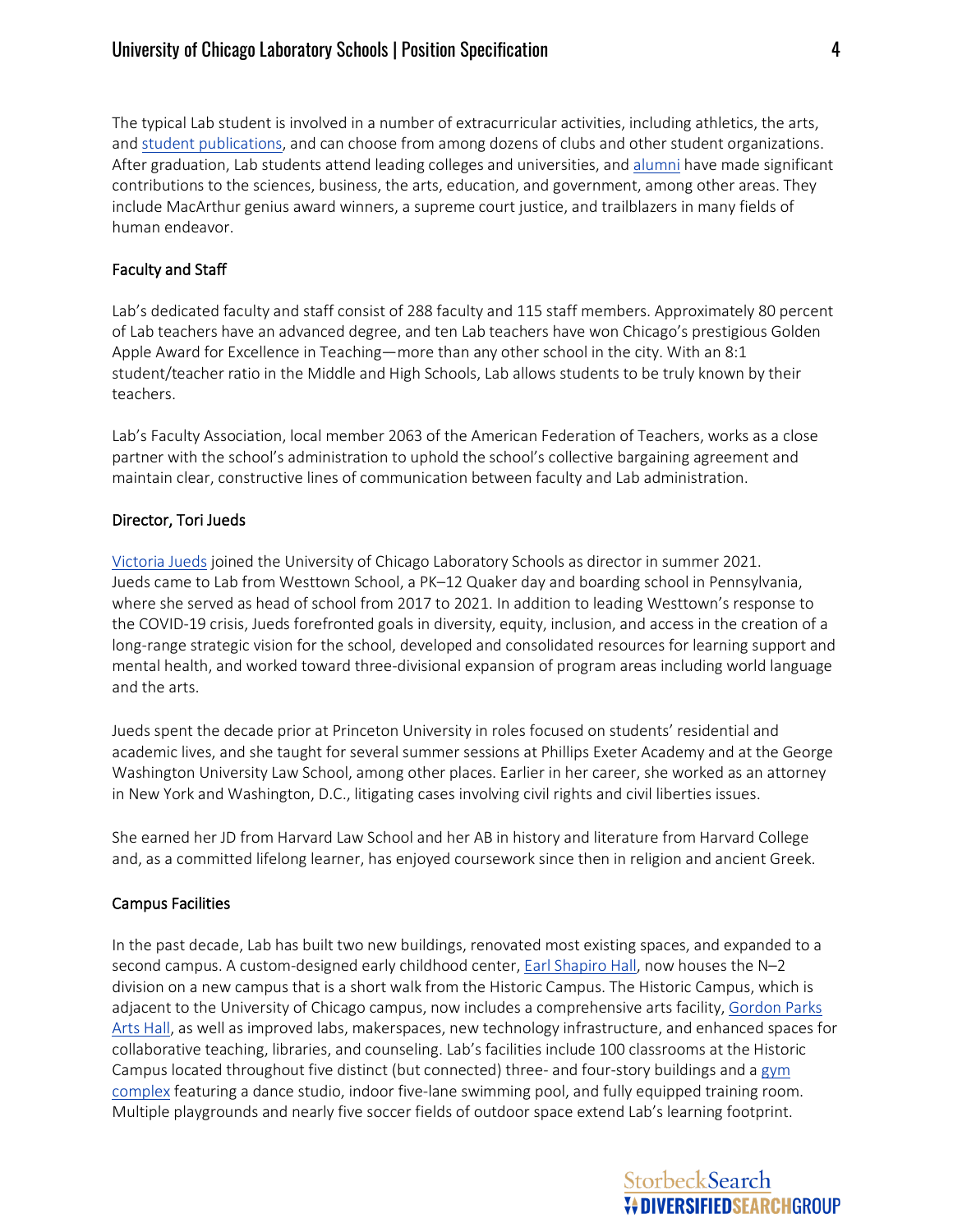The typical Lab student is involved in a number of extracurricular activities, including athletics, the arts, and student publications, and can choose from among dozens of clubs and other student organizations. After graduation, Lab students attend leading colleges and universities, and alumni have made significant contributions to the sciences, business, the arts, education, and government, among other areas. They include MacArthur genius award winners, a supreme court justice, and trailblazers in many fields of human endeavor.

## Faculty and Staff

Lab's dedicated faculty and staff consist of 288 faculty and 115 staff members. Approximately 80 percent of Lab teachers have an advanced degree, and ten Lab teachers have won Chicago's prestigious Golden Apple Award for Excellence in Teaching—more than any other school in the city. With an 8:1 student/teacher ratio in the Middle and High Schools, Lab allows students to be truly known by their teachers.

Lab's Faculty Association, local member 2063 of the American Federation of Teachers, works as a close partner with the school's administration to uphold the school's collective bargaining agreement and maintain clear, constructive lines of communication between faculty and Lab administration.

## Director, Tori Jueds

Victoria Jueds joined the University of Chicago Laboratory Schools as director in summer 2021. Jueds came to Lab from Westtown School, a PK–12 Quaker day and boarding school in Pennsylvania, where she served as head of school from 2017 to 2021. In addition to leading Westtown's response to the COVID-19 crisis, Jueds forefronted goals in diversity, equity, inclusion, and access in the creation of a long-range strategic vision for the school, developed and consolidated resources for learning support and mental health, and worked toward three-divisional expansion of program areas including world language and the arts.

Jueds spent the decade prior at Princeton University in roles focused on students' residential and academic lives, and she taught for several summer sessions at Phillips Exeter Academy and at the George Washington University Law School, among other places. Earlier in her career, she worked as an attorney in New York and Washington, D.C., litigating cases involving civil rights and civil liberties issues.

She earned her JD from Harvard Law School and her AB in history and literature from Harvard College and, as a committed lifelong learner, has enjoyed coursework since then in religion and ancient Greek.

## Campus Facilities

In the past decade, Lab has built two new buildings, renovated most existing spaces, and expanded to a second campus. A custom-designed early childhood center, Earl Shapiro Hall, now houses the N–2 division on a new campus that is a short walk from the Historic Campus. The Historic Campus, which is adjacent to the University of Chicago campus, now includes a comprehensive arts facility, Gordon Parks Arts Hall, as well as improved labs, makerspaces, new technology infrastructure, and enhanced spaces for collaborative teaching, libraries, and counseling. Lab's facilities include 100 classrooms at the Historic Campus located throughout five distinct (but connected) three- and four-story buildings and a gym complex featuring a dance studio, indoor five-lane swimming pool, and fully equipped training room. Multiple playgrounds and nearly five soccer fields of outdoor space extend Lab's learning footprint.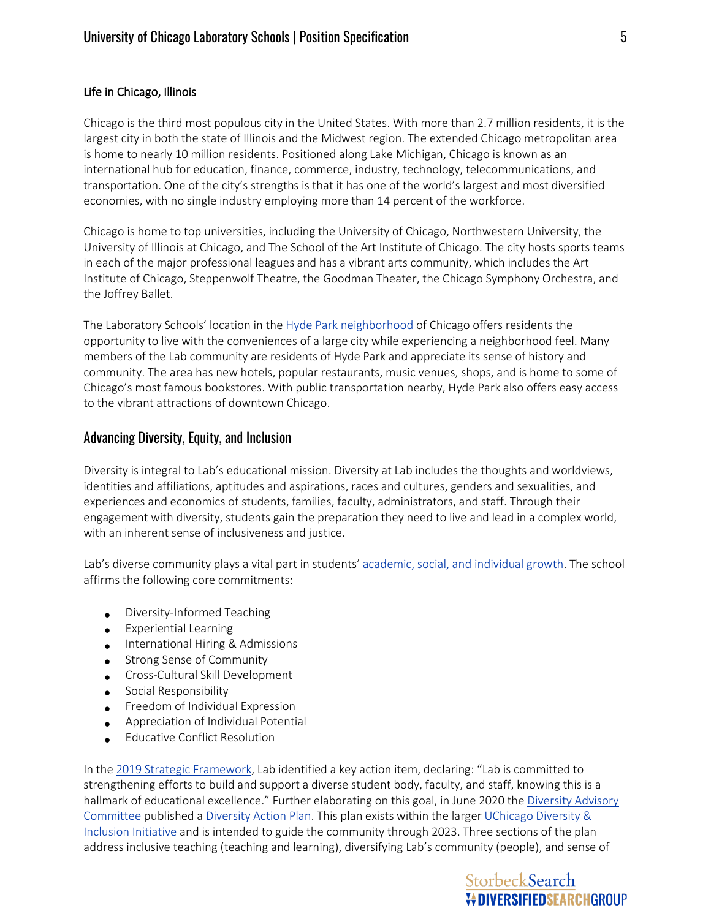### Life in Chicago, Illinois

Chicago is the third most populous city in the United States. With more than 2.7 million residents, it is the largest city in both the state of Illinois and the Midwest region. The extended Chicago metropolitan area is home to nearly 10 million residents. Positioned along Lake Michigan, Chicago is known as an international hub for education, finance, commerce, industry, technology, telecommunications, and transportation. One of the city's strengths is that it has one of the world's largest and most diversified economies, with no single industry employing more than 14 percent of the workforce.

Chicago is home to top universities, including the University of Chicago, Northwestern University, the University of Illinois at Chicago, and The School of the Art Institute of Chicago. The city hosts sports teams in each of the major professional leagues and has a vibrant arts community, which includes the Art Institute of Chicago, Steppenwolf Theatre, the Goodman Theater, the Chicago Symphony Orchestra, and the Joffrey Ballet.

The Laboratory Schools' location in the Hyde Park neighborhood of Chicago offers residents the opportunity to live with the conveniences of a large city while experiencing a neighborhood feel. Many members of the Lab community are residents of Hyde Park and appreciate its sense of history and community. The area has new hotels, popular restaurants, music venues, shops, and is home to some of Chicago's most famous bookstores. With public transportation nearby, Hyde Park also offers easy access to the vibrant attractions of downtown Chicago.

## Advancing Diversity, Equity, and Inclusion

Diversity is integral to Lab's educational mission. Diversity at Lab includes the thoughts and worldviews, identities and affiliations, aptitudes and aspirations, races and cultures, genders and sexualities, and experiences and economics of students, families, faculty, administrators, and staff. Through their engagement with diversity, students gain the preparation they need to live and lead in a complex world, with an inherent sense of inclusiveness and justice.

Lab's diverse community plays a vital part in students' academic, social, and individual growth. The school affirms the following core commitments:

- Diversity-Informed Teaching
- Experiential Learning
- International Hiring & Admissions
- Strong Sense of Community
- Cross-Cultural Skill Development
- Social Responsibility
- Freedom of Individual Expression
- Appreciation of Individual Potential
- Educative Conflict Resolution

In the 2019 Strategic Framework, Lab identified a key action item, declaring: "Lab is committed to strengthening efforts to build and support a diverse student body, faculty, and staff, knowing this is a hallmark of educational excellence." Further elaborating on this goal, in June 2020 the Diversity Advisory Committee published a Diversity Action Plan. This plan exists within the larger UChicago Diversity & Inclusion Initiative and is intended to guide the community through 2023. Three sections of the plan address inclusive teaching (teaching and learning), diversifying Lab's community (people), and sense of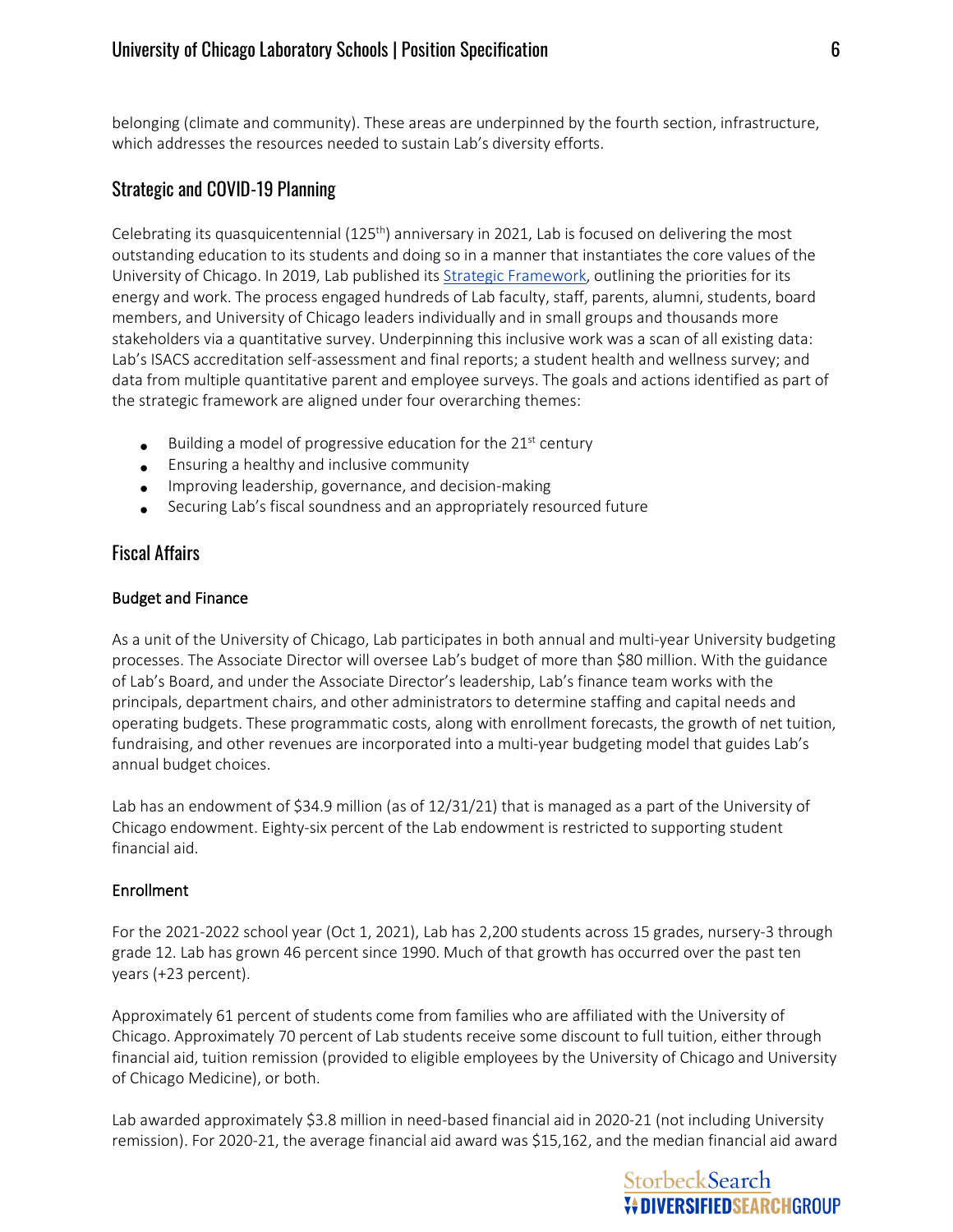belonging (climate and community). These areas are underpinned by the fourth section, infrastructure, which addresses the resources needed to sustain Lab's diversity efforts.

## Strategic and COVID-19 Planning

Celebrating its quasquicentennial (125th) anniversary in 2021, Lab is focused on delivering the most outstanding education to its students and doing so in a manner that instantiates the core values of the University of Chicago. In 2019, Lab published its Strategic Framework, outlining the priorities for its energy and work. The process engaged hundreds of Lab faculty, staff, parents, alumni, students, board members, and University of Chicago leaders individually and in small groups and thousands more stakeholders via a quantitative survey. Underpinning this inclusive work was a scan of all existing data: Lab's ISACS accreditation self-assessment and final reports; a student health and wellness survey; and data from multiple quantitative parent and employee surveys. The goals and actions identified as part of the strategic framework are aligned under four overarching themes:

- Building a model of progressive education for the 21st century
- Ensuring a healthy and inclusive community
- Improving leadership, governance, and decision-making
- Securing Lab's fiscal soundness and an appropriately resourced future

## Fiscal Affairs

### Budget and Finance

As a unit of the University of Chicago, Lab participates in both annual and multi-year University budgeting processes. The Associate Director will oversee Lab's budget of more than $80 million. With the guidance of Lab's Board, and under the Associate Director's leadership, Lab's finance team works with the principals, department chairs, and other administrators to determine staffing and capital needs and operating budgets. These programmatic costs, along with enrollment forecasts, the growth of net tuition, fundraising, and other revenues are incorporated into a multi-year budgeting model that guides Lab's annual budget choices.

Lab has an endowment of $34.9 million (as of 12/31/21) that is managed as a part of the University of Chicago endowment. Eighty-six percent of the Lab endowment is restricted to supporting student financial aid.

### Enrollment

For the 2021-2022 school year (Oct 1, 2021), Lab has 2,200 students across 15 grades, nursery-3 through grade 12. Lab has grown 46 percent since 1990. Much of that growth has occurred over the past ten years (+23 percent).

Approximately 61 percent of students come from families who are affiliated with the University of Chicago. Approximately 70 percent of Lab students receive some discount to full tuition, either through financial aid, tuition remission (provided to eligible employees by the University of Chicago and University of Chicago Medicine), or both.

Lab awarded approximately $3.8 million in need-based financial aid in 2020-21 (not including University remission). For 2020-21, the average financial aid award was $15,162, and the median financial aid award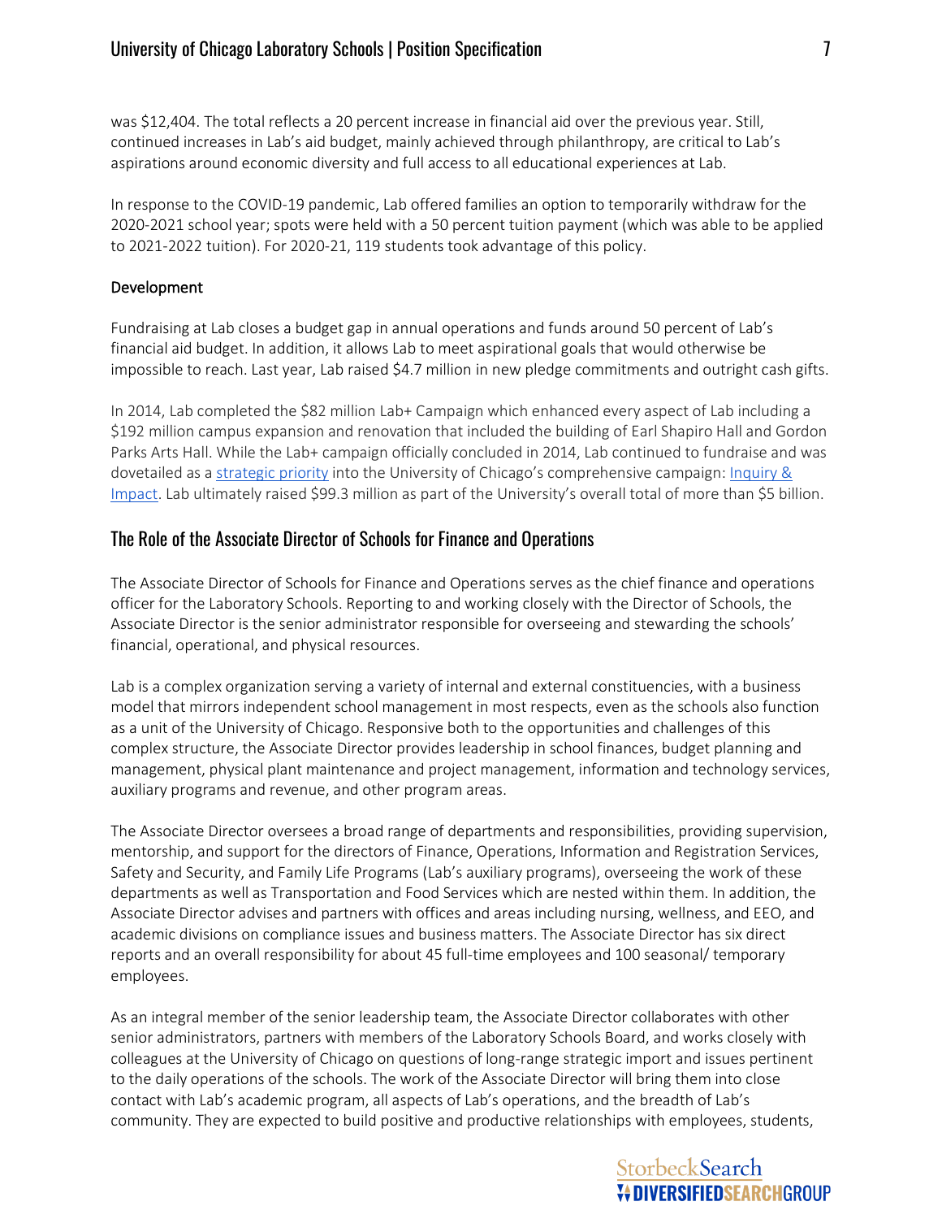was $12,404. The total reflects a 20 percent increase in financial aid over the previous year. Still, continued increases in Lab's aid budget, mainly achieved through philanthropy, are critical to Lab's aspirations around economic diversity and full access to all educational experiences at Lab.

In response to the COVID-19 pandemic, Lab offered families an option to temporarily withdraw for the 2020-2021 school year; spots were held with a 50 percent tuition payment (which was able to be applied to 2021-2022 tuition). For 2020-21, 119 students took advantage of this policy.

### Development

Fundraising at Lab closes a budget gap in annual operations and funds around 50 percent of Lab's financial aid budget. In addition, it allows Lab to meet aspirational goals that would otherwise be impossible to reach. Last year, Lab raised $4.7 million in new pledge commitments and outright cash gifts.

In 2014, Lab completed the $82 million Lab+ Campaign which enhanced every aspect of Lab including a $192 million campus expansion and renovation that included the building of Earl Shapiro Hall and Gordon Parks Arts Hall. While the Lab+ campaign officially concluded in 2014, Lab continued to fundraise and was dovetailed as a strategic priority into the University of Chicago's comprehensive campaign: Inquiry & Impact. Lab ultimately raised $99.3 million as part of the University's overall total of more than $5 billion.

## The Role of the Associate Director of Schools for Finance and Operations

The Associate Director of Schools for Finance and Operations serves as the chief finance and operations officer for the Laboratory Schools. Reporting to and working closely with the Director of Schools, the Associate Director is the senior administrator responsible for overseeing and stewarding the schools' financial, operational, and physical resources.

Lab is a complex organization serving a variety of internal and external constituencies, with a business model that mirrors independent school management in most respects, even as the schools also function as a unit of the University of Chicago. Responsive both to the opportunities and challenges of this complex structure, the Associate Director provides leadership in school finances, budget planning and management, physical plant maintenance and project management, information and technology services, auxiliary programs and revenue, and other program areas.

The Associate Director oversees a broad range of departments and responsibilities, providing supervision, mentorship, and support for the directors of Finance, Operations, Information and Registration Services, Safety and Security, and Family Life Programs (Lab's auxiliary programs), overseeing the work of these departments as well as Transportation and Food Services which are nested within them. In addition, the Associate Director advises and partners with offices and areas including nursing, wellness, and EEO, and academic divisions on compliance issues and business matters. The Associate Director has six direct reports and an overall responsibility for about 45 full-time employees and 100 seasonal/ temporary employees.

As an integral member of the senior leadership team, the Associate Director collaborates with other senior administrators, partners with members of the Laboratory Schools Board, and works closely with colleagues at the University of Chicago on questions of long-range strategic import and issues pertinent to the daily operations of the schools. The work of the Associate Director will bring them into close contact with Lab's academic program, all aspects of Lab's operations, and the breadth of Lab's community. They are expected to build positive and productive relationships with employees, students,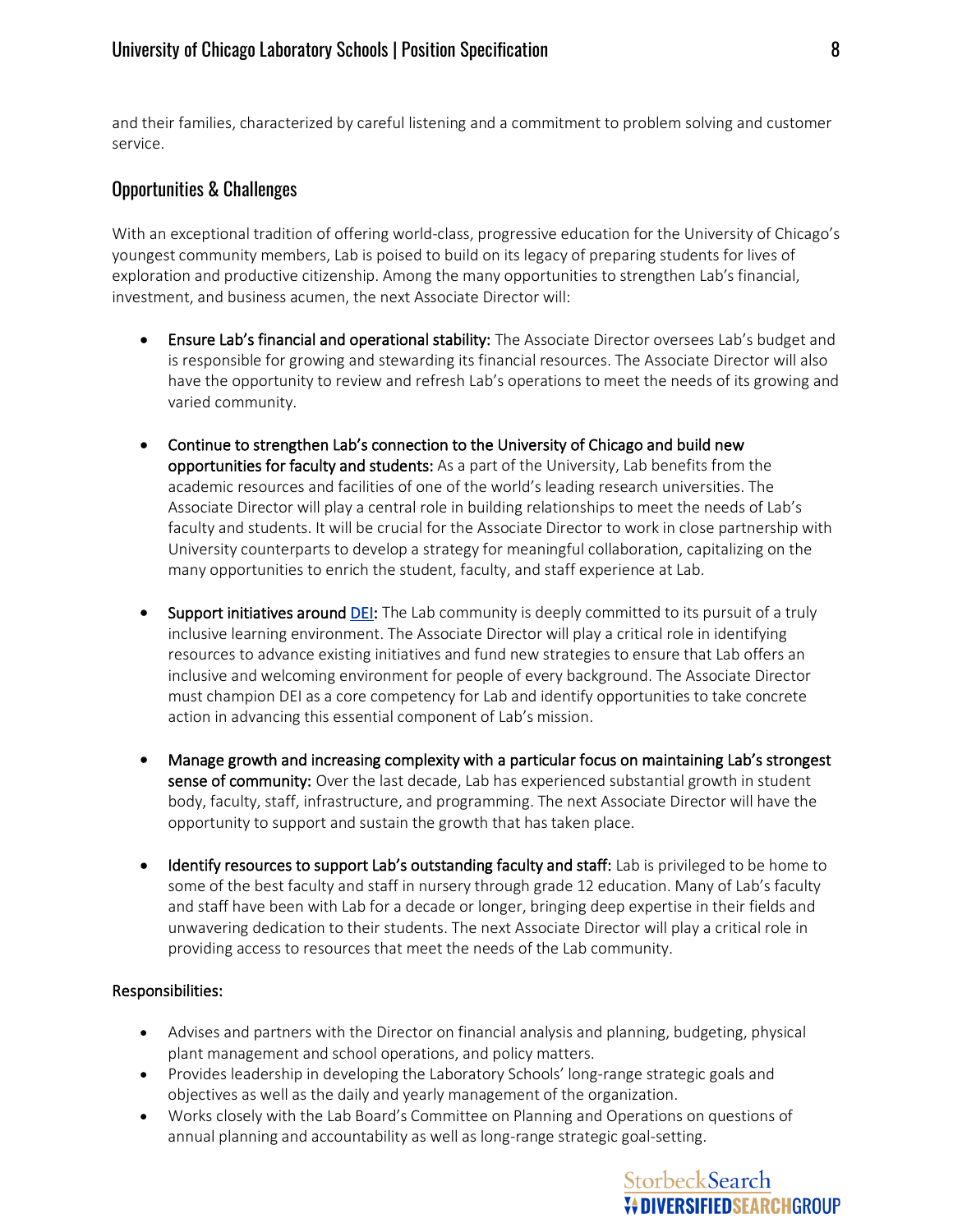and their families, characterized by careful listening and a commitment to problem solving and customer service.

## Opportunities & Challenges

With an exceptional tradition of offering world-class, progressive education for the University of Chicago's youngest community members, Lab is poised to build on its legacy of preparing students for lives of exploration and productive citizenship. Among the many opportunities to strengthen Lab's financial, investment, and business acumen, the next Associate Director will:

- **Ensure Lab's financial and operational stability:** The Associate Director oversees Lab's budget and is responsible for growing and stewarding its financial resources. The Associate Director will also have the opportunity to review and refresh Lab's operations to meet the needs of its growing and varied community.

- **Continue to strengthen Lab's connection to the University of Chicago and build new opportunities for faculty and students:** As a part of the University, Lab benefits from the academic resources and facilities of one of the world's leading research universities. The Associate Director will play a central role in building relationships to meet the needs of Lab's faculty and students. It will be crucial for the Associate Director to work in close partnership with University counterparts to develop a strategy for meaningful collaboration, capitalizing on the many opportunities to enrich the student, faculty, and staff experience at Lab.

- **Support initiatives around DEI:** The Lab community is deeply committed to its pursuit of a truly inclusive learning environment. The Associate Director will play a critical role in identifying resources to advance existing initiatives and fund new strategies to ensure that Lab offers an inclusive and welcoming environment for people of every background. The Associate Director must champion DEI as a core competency for Lab and identify opportunities to take concrete action in advancing this essential component of Lab's mission.

- **Manage growth and increasing complexity with a particular focus on maintaining Lab's strongest sense of community:** Over the last decade, Lab has experienced substantial growth in student body, faculty, staff, infrastructure, and programming. The next Associate Director will have the opportunity to support and sustain the growth that has taken place.

- **Identify resources to support Lab's outstanding faculty and staff:** Lab is privileged to be home to some of the best faculty and staff in nursery through grade 12 education. Many of Lab's faculty and staff have been with Lab for a decade or longer, bringing deep expertise in their fields and unwavering dedication to their students. The next Associate Director will play a critical role in providing access to resources that meet the needs of the Lab community.

**Responsibilities:**

- Advises and partners with the Director on financial analysis and planning, budgeting, physical plant management and school operations, and policy matters.
- Provides leadership in developing the Laboratory Schools' long-range strategic goals and objectives as well as the daily and yearly management of the organization.
- Works closely with the Lab Board's Committee on Planning and Operations on questions of annual planning and accountability as well as long-range strategic goal-setting.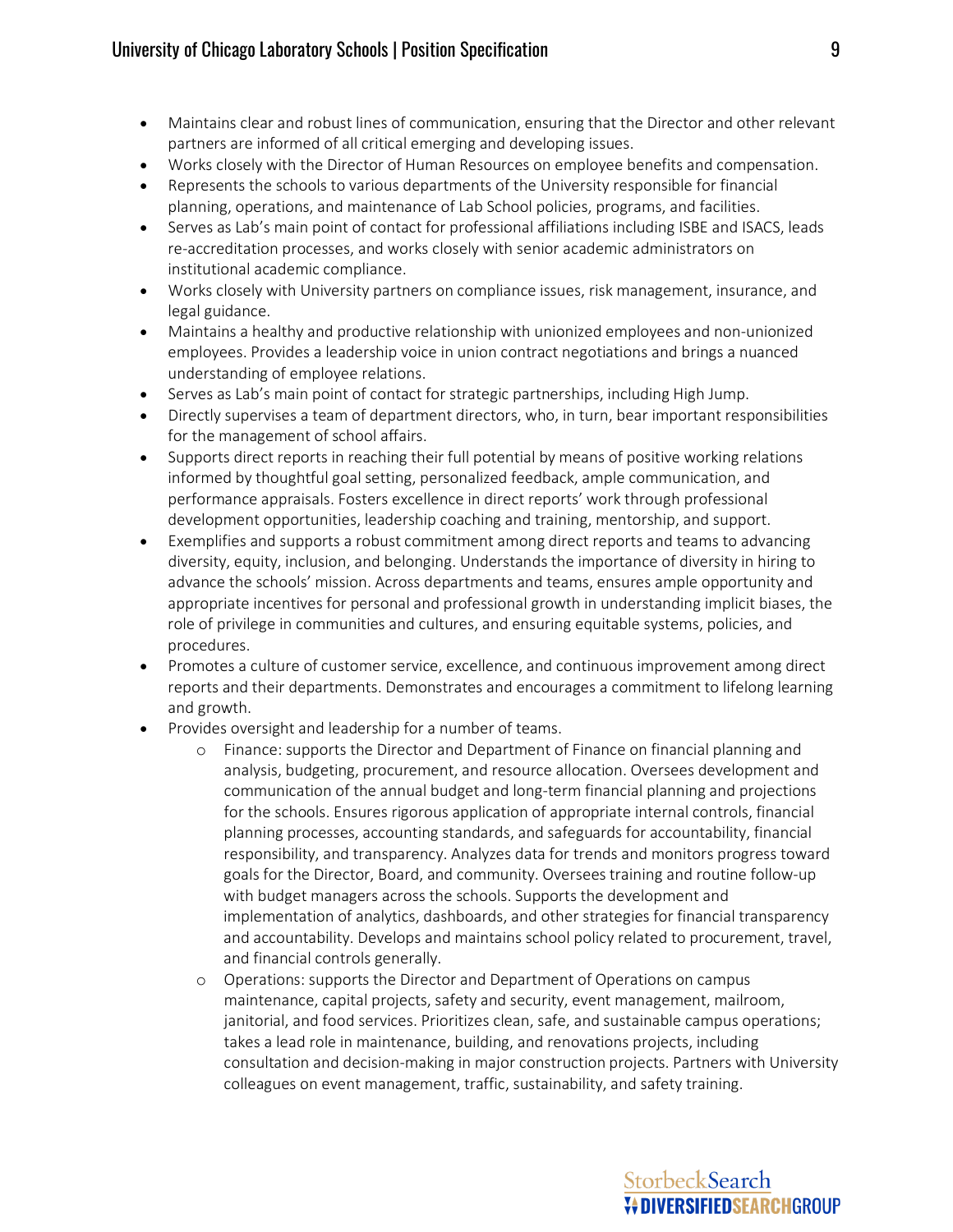- Maintains clear and robust lines of communication, ensuring that the Director and other relevant partners are informed of all critical emerging and developing issues.
- Works closely with the Director of Human Resources on employee benefits and compensation.
- Represents the schools to various departments of the University responsible for financial planning, operations, and maintenance of Lab School policies, programs, and facilities.
- Serves as Lab's main point of contact for professional affiliations including ISBE and ISACS, leads re-accreditation processes, and works closely with senior academic administrators on institutional academic compliance.
- Works closely with University partners on compliance issues, risk management, insurance, and legal guidance.
- Maintains a healthy and productive relationship with unionized employees and non-unionized employees. Provides a leadership voice in union contract negotiations and brings a nuanced understanding of employee relations.
- Serves as Lab's main point of contact for strategic partnerships, including High Jump.
- Directly supervises a team of department directors, who, in turn, bear important responsibilities for the management of school affairs.
- Supports direct reports in reaching their full potential by means of positive working relations informed by thoughtful goal setting, personalized feedback, ample communication, and performance appraisals. Fosters excellence in direct reports' work through professional development opportunities, leadership coaching and training, mentorship, and support.
- Exemplifies and supports a robust commitment among direct reports and teams to advancing diversity, equity, inclusion, and belonging. Understands the importance of diversity in hiring to advance the schools' mission. Across departments and teams, ensures ample opportunity and appropriate incentives for personal and professional growth in understanding implicit biases, the role of privilege in communities and cultures, and ensuring equitable systems, policies, and procedures.
- Promotes a culture of customer service, excellence, and continuous improvement among direct reports and their departments. Demonstrates and encourages a commitment to lifelong learning and growth.
- Provides oversight and leadership for a number of teams.
  - Finance: supports the Director and Department of Finance on financial planning and analysis, budgeting, procurement, and resource allocation. Oversees development and communication of the annual budget and long-term financial planning and projections for the schools. Ensures rigorous application of appropriate internal controls, financial planning processes, accounting standards, and safeguards for accountability, financial responsibility, and transparency. Analyzes data for trends and monitors progress toward goals for the Director, Board, and community. Oversees training and routine follow-up with budget managers across the schools. Supports the development and implementation of analytics, dashboards, and other strategies for financial transparency and accountability. Develops and maintains school policy related to procurement, travel, and financial controls generally.
  - Operations: supports the Director and Department of Operations on campus maintenance, capital projects, safety and security, event management, mailroom, janitorial, and food services. Prioritizes clean, safe, and sustainable campus operations; takes a lead role in maintenance, building, and renovations projects, including consultation and decision-making in major construction projects. Partners with University colleagues on event management, traffic, sustainability, and safety training.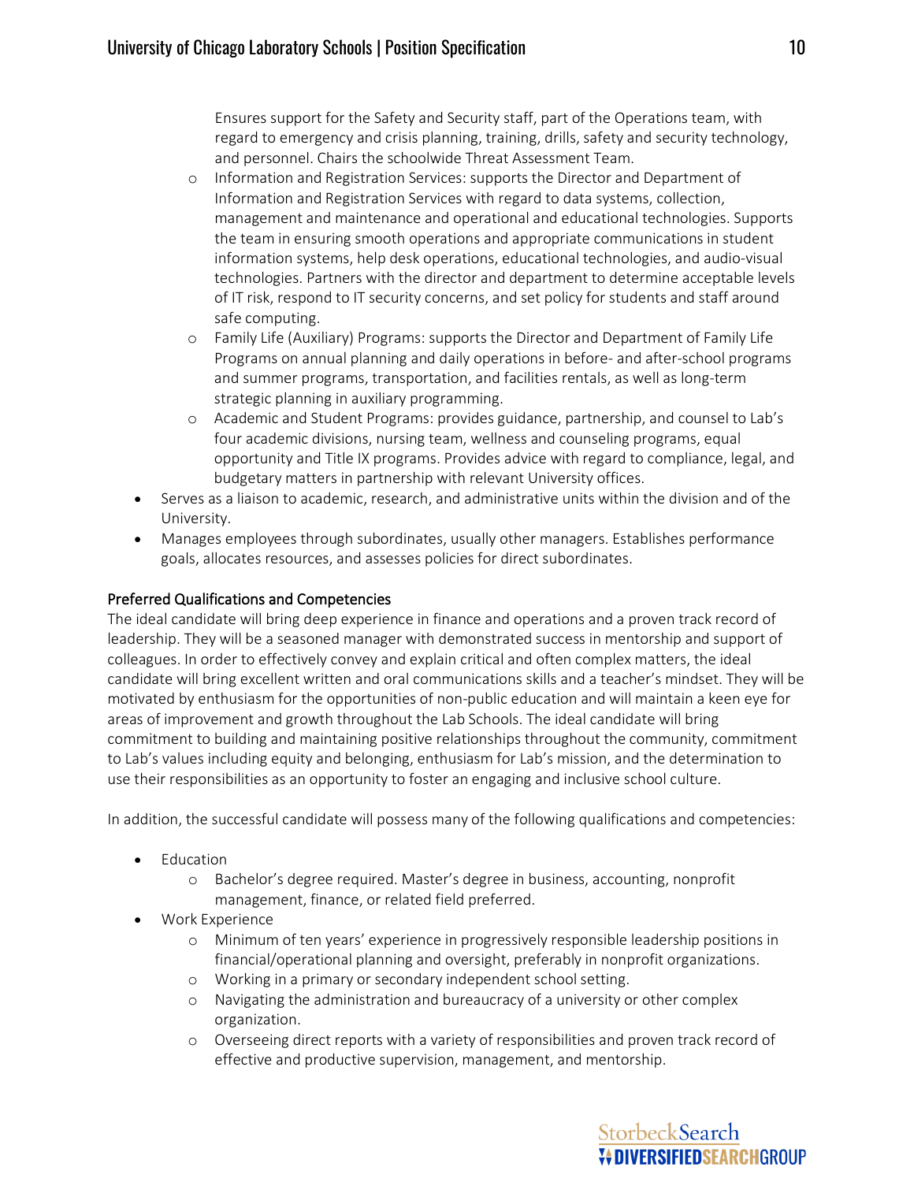Ensures support for the Safety and Security staff, part of the Operations team, with regard to emergency and crisis planning, training, drills, safety and security technology, and personnel. Chairs the schoolwide Threat Assessment Team.

  - Information and Registration Services: supports the Director and Department of Information and Registration Services with regard to data systems, collection, management and maintenance and operational and educational technologies. Supports the team in ensuring smooth operations and appropriate communications in student information systems, help desk operations, educational technologies, and audio-visual technologies. Partners with the director and department to determine acceptable levels of IT risk, respond to IT security concerns, and set policy for students and staff around safe computing.
  - Family Life (Auxiliary) Programs: supports the Director and Department of Family Life Programs on annual planning and daily operations in before- and after-school programs and summer programs, transportation, and facilities rentals, as well as long-term strategic planning in auxiliary programming.
  - Academic and Student Programs: provides guidance, partnership, and counsel to Lab's four academic divisions, nursing team, wellness and counseling programs, equal opportunity and Title IX programs. Provides advice with regard to compliance, legal, and budgetary matters in partnership with relevant University offices.
- Serves as a liaison to academic, research, and administrative units within the division and of the University.
- Manages employees through subordinates, usually other managers. Establishes performance goals, allocates resources, and assesses policies for direct subordinates.

## Preferred Qualifications and Competencies

The ideal candidate will bring deep experience in finance and operations and a proven track record of leadership. They will be a seasoned manager with demonstrated success in mentorship and support of colleagues. In order to effectively convey and explain critical and often complex matters, the ideal candidate will bring excellent written and oral communications skills and a teacher's mindset. They will be motivated by enthusiasm for the opportunities of non-public education and will maintain a keen eye for areas of improvement and growth throughout the Lab Schools. The ideal candidate will bring commitment to building and maintaining positive relationships throughout the community, commitment to Lab's values including equity and belonging, enthusiasm for Lab's mission, and the determination to use their responsibilities as an opportunity to foster an engaging and inclusive school culture.

In addition, the successful candidate will possess many of the following qualifications and competencies:

- Education
  - Bachelor's degree required. Master's degree in business, accounting, nonprofit management, finance, or related field preferred.
- Work Experience
  - Minimum of ten years' experience in progressively responsible leadership positions in financial/operational planning and oversight, preferably in nonprofit organizations.
  - Working in a primary or secondary independent school setting.
  - Navigating the administration and bureaucracy of a university or other complex organization.
  - Overseeing direct reports with a variety of responsibilities and proven track record of effective and productive supervision, management, and mentorship.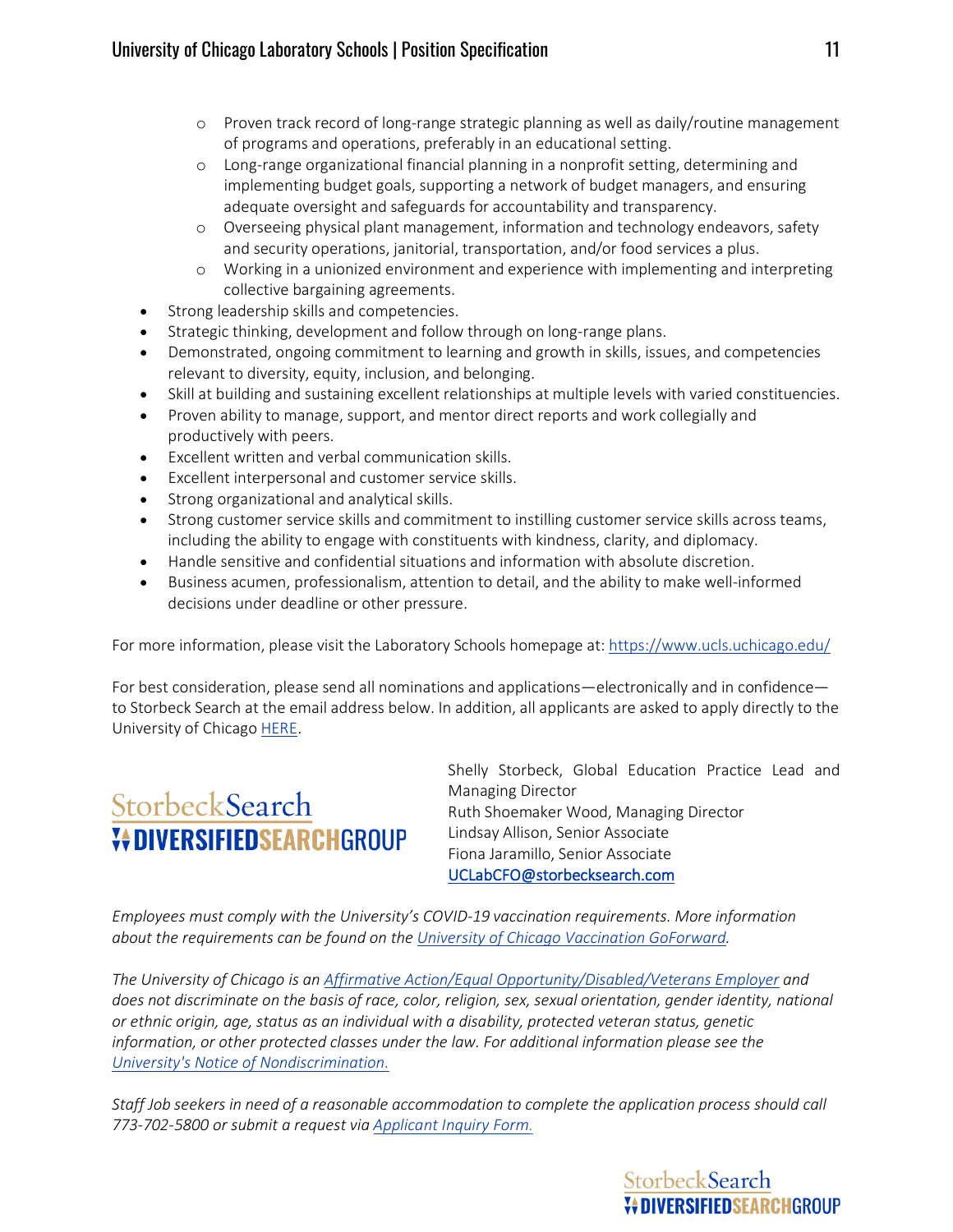- Proven track record of long-range strategic planning as well as daily/routine management of programs and operations, preferably in an educational setting.
    - Long-range organizational financial planning in a nonprofit setting, determining and implementing budget goals, supporting a network of budget managers, and ensuring adequate oversight and safeguards for accountability and transparency.
    - Overseeing physical plant management, information and technology endeavors, safety and security operations, janitorial, transportation, and/or food services a plus.
    - Working in a unionized environment and experience with implementing and interpreting collective bargaining agreements.
- Strong leadership skills and competencies.
- Strategic thinking, development and follow through on long-range plans.
- Demonstrated, ongoing commitment to learning and growth in skills, issues, and competencies relevant to diversity, equity, inclusion, and belonging.
- Skill at building and sustaining excellent relationships at multiple levels with varied constituencies.
- Proven ability to manage, support, and mentor direct reports and work collegially and productively with peers.
- Excellent written and verbal communication skills.
- Excellent interpersonal and customer service skills.
- Strong organizational and analytical skills.
- Strong customer service skills and commitment to instilling customer service skills across teams, including the ability to engage with constituents with kindness, clarity, and diplomacy.
- Handle sensitive and confidential situations and information with absolute discretion.
- Business acumen, professionalism, attention to detail, and the ability to make well-informed decisions under deadline or other pressure.

For more information, please visit the Laboratory Schools homepage at: https://www.ucls.uchicago.edu/

For best consideration, please send all nominations and applications—electronically and in confidence—to Storbeck Search at the email address below. In addition, all applicants are asked to apply directly to the University of Chicago HERE.

StorbeckSearch
DIVERSIFIEDSEARCHGROUP

Shelly Storbeck, Global Education Practice Lead and Managing Director
Ruth Shoemaker Wood, Managing Director
Lindsay Allison, Senior Associate
Fiona Jaramillo, Senior Associate
UCLabCFO@storbecksearch.com

*Employees must comply with the University's COVID-19 vaccination requirements. More information about the requirements can be found on the University of Chicago Vaccination GoForward.*

*The University of Chicago is an Affirmative Action/Equal Opportunity/Disabled/Veterans Employer and does not discriminate on the basis of race, color, religion, sex, sexual orientation, gender identity, national or ethnic origin, age, status as an individual with a disability, protected veteran status, genetic information, or other protected classes under the law. For additional information please see the University's Notice of Nondiscrimination.*

*Staff Job seekers in need of a reasonable accommodation to complete the application process should call 773-702-5800 or submit a request via Applicant Inquiry Form.*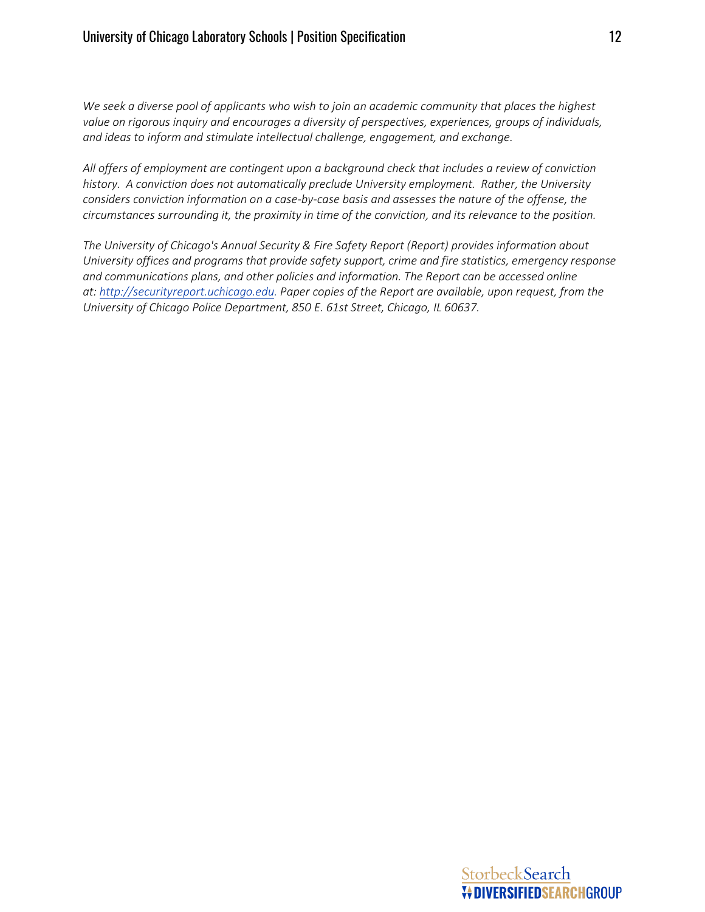*We seek a diverse pool of applicants who wish to join an academic community that places the highest value on rigorous inquiry and encourages a diversity of perspectives, experiences, groups of individuals, and ideas to inform and stimulate intellectual challenge, engagement, and exchange.*

*All offers of employment are contingent upon a background check that includes a review of conviction history. A conviction does not automatically preclude University employment. Rather, the University considers conviction information on a case-by-case basis and assesses the nature of the offense, the circumstances surrounding it, the proximity in time of the conviction, and its relevance to the position.*

*The University of Chicago's Annual Security & Fire Safety Report (Report) provides information about University offices and programs that provide safety support, crime and fire statistics, emergency response and communications plans, and other policies and information. The Report can be accessed online at: [http://securityreport.uchicago.edu](http://securityreport.uchicago.edu). Paper copies of the Report are available, upon request, from the University of Chicago Police Department, 850 E. 61st Street, Chicago, IL 60637.*

StorbeckSearch
DIVERSIFIEDSEARCHGROUP